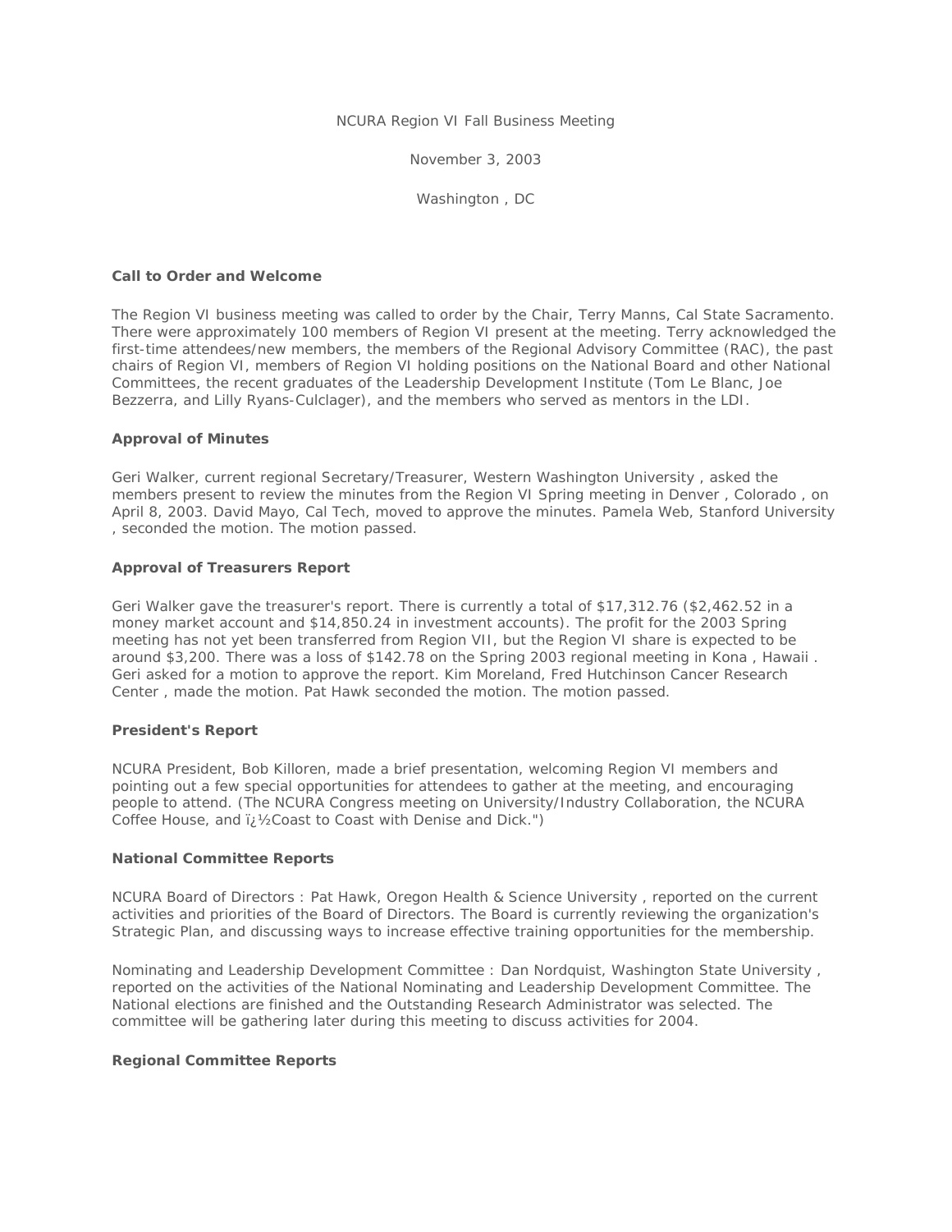NCURA Region VI Fall Business Meeting

November 3, 2003

Washington , DC

**Call to Order and Welcome**

The Region VI business meeting was called to order by the Chair, Terry Manns, Cal State Sacramento. There were approximately 100 members of Region VI present at the meeting. Terry acknowledged the first-time attendees/new members, the members of the Regional Advisory Committee (RAC), the past chairs of Region VI, members of Region VI holding positions on the National Board and other National Committees, the recent graduates of the Leadership Development Institute (Tom Le Blanc, Joe Bezzerra, and Lilly Ryans-Culclager), and the members who served as mentors in the LDI.

**Approval of Minutes**

Geri Walker, current regional Secretary/Treasurer, Western Washington University , asked the members present to review the minutes from the Region VI Spring meeting in Denver , Colorado , on April 8, 2003. David Mayo, Cal Tech, moved to approve the minutes. Pamela Web, Stanford University , seconded the motion. The motion passed.

**Approval of Treasurers Report**

Geri Walker gave the treasurer's report. There is currently a total of $17,312.76 ($2,462.52 in a money market account and $14,850.24 in investment accounts). The profit for the 2003 Spring meeting has not yet been transferred from Region VII, but the Region VI share is expected to be around $3,200. There was a loss of $142.78 on the Spring 2003 regional meeting in Kona , Hawaii . Geri asked for a motion to approve the report. Kim Moreland, Fred Hutchinson Cancer Research Center , made the motion. Pat Hawk seconded the motion. The motion passed.

**President's Report**

NCURA President, Bob Killoren, made a brief presentation, welcoming Region VI members and pointing out a few special opportunities for attendees to gather at the meeting, and encouraging people to attend. (The NCURA Congress meeting on University/Industry Collaboration, the NCURA Coffee House, and ï¿½Coast to Coast with Denise and Dick.")

**National Committee Reports**

NCURA Board of Directors : Pat Hawk, Oregon Health & Science University , reported on the current activities and priorities of the Board of Directors. The Board is currently reviewing the organization's Strategic Plan, and discussing ways to increase effective training opportunities for the membership.

Nominating and Leadership Development Committee : Dan Nordquist, Washington State University , reported on the activities of the National Nominating and Leadership Development Committee. The National elections are finished and the Outstanding Research Administrator was selected. The committee will be gathering later during this meeting to discuss activities for 2004.

**Regional Committee Reports**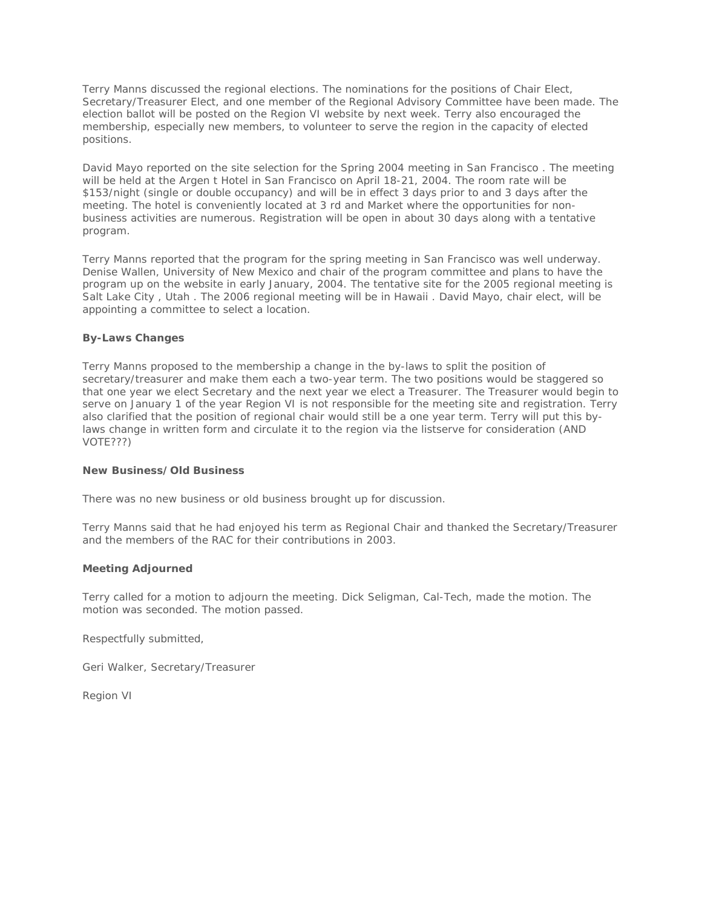Terry Manns discussed the regional elections. The nominations for the positions of Chair Elect, Secretary/Treasurer Elect, and one member of the Regional Advisory Committee have been made. The election ballot will be posted on the Region VI website by next week. Terry also encouraged the membership, especially new members, to volunteer to serve the region in the capacity of elected positions.

David Mayo reported on the site selection for the Spring 2004 meeting in San Francisco . The meeting will be held at the Argen t Hotel in San Francisco on April 18-21, 2004. The room rate will be $153/night (single or double occupancy) and will be in effect 3 days prior to and 3 days after the meeting. The hotel is conveniently located at 3 rd and Market where the opportunities for non-business activities are numerous. Registration will be open in about 30 days along with a tentative program.

Terry Manns reported that the program for the spring meeting in San Francisco was well underway. Denise Wallen, University of New Mexico and chair of the program committee and plans to have the program up on the website in early January, 2004. The tentative site for the 2005 regional meeting is Salt Lake City , Utah . The 2006 regional meeting will be in Hawaii . David Mayo, chair elect, will be appointing a committee to select a location.

**By-Laws Changes**

Terry Manns proposed to the membership a change in the by-laws to split the position of secretary/treasurer and make them each a two-year term. The two positions would be staggered so that one year we elect Secretary and the next year we elect a Treasurer. The Treasurer would begin to serve on January 1 of the year Region VI is not responsible for the meeting site and registration. Terry also clarified that the position of regional chair would still be a one year term. Terry will put this by-laws change in written form and circulate it to the region via the listserve for consideration (AND VOTE???)

**New Business/Old Business**

There was no new business or old business brought up for discussion.

Terry Manns said that he had enjoyed his term as Regional Chair and thanked the Secretary/Treasurer and the members of the RAC for their contributions in 2003.

**Meeting Adjourned**

Terry called for a motion to adjourn the meeting. Dick Seligman, Cal-Tech, made the motion. The motion was seconded. The motion passed.

Respectfully submitted,

Geri Walker, Secretary/Treasurer

Region VI